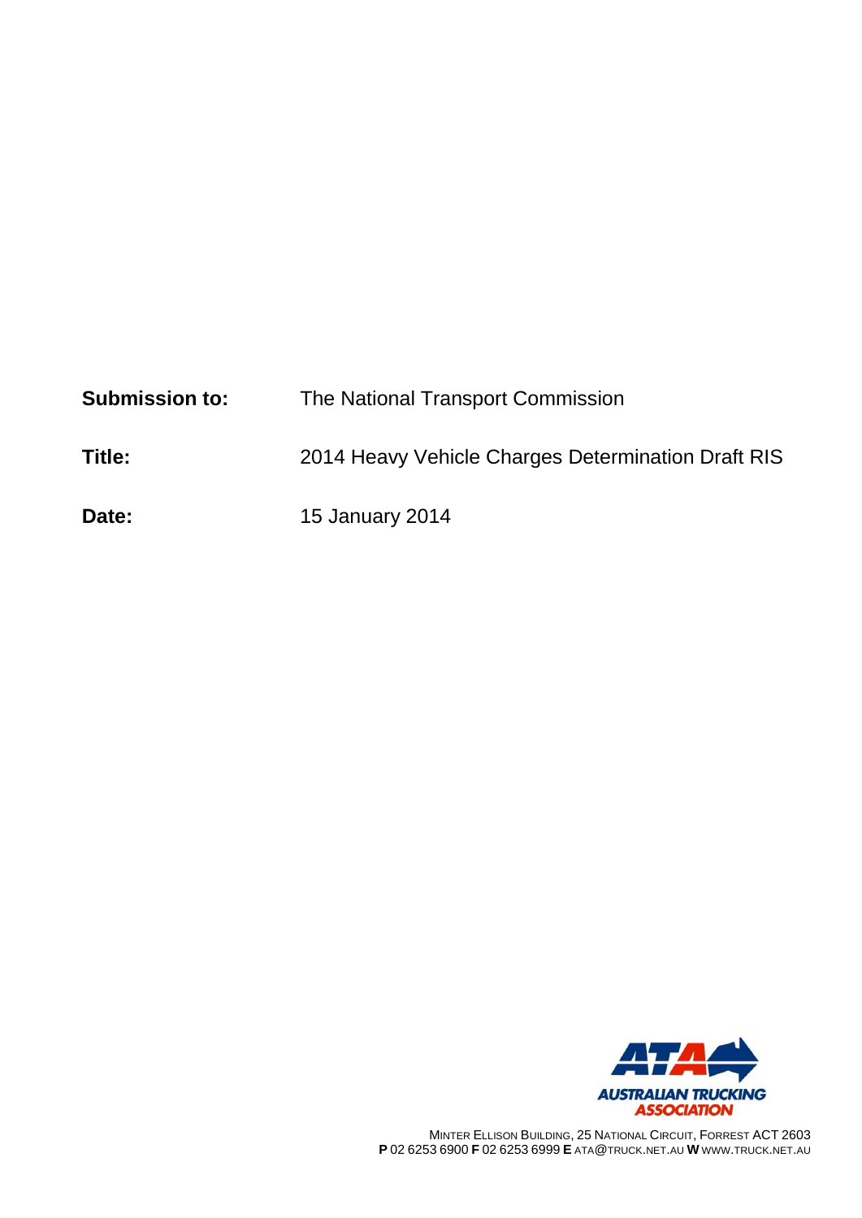**Submission to:** The National Transport Commission

**Title:** 2014 Heavy Vehicle Charges Determination Draft RIS

**Date:** 15 January 2014

AUSTRALIAN TRUCKING ASSOCIATION

MINTER ELLISON BUILDING, 25 NATIONAL CIRCUIT, FORREST ACT 2603
**P** 02 6253 6900 **F** 02 6253 6999 **E** ATA@TRUCK.NET.AU **W** WWW.TRUCK.NET.AU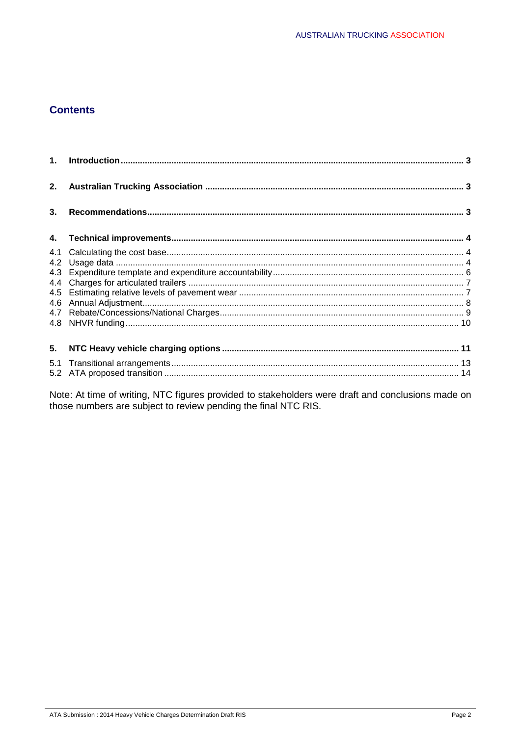## Contents

**1. Introduction** ... **3**

**2. Australian Trucking Association** ... **3**

**3. Recommendations** ... **3**

**4. Technical improvements** ... **4**

4.1 Calculating the cost base ... 4
4.2 Usage data ... 4
4.3 Expenditure template and expenditure accountability ... 6
4.4 Charges for articulated trailers ... 7
4.5 Estimating relative levels of pavement wear ... 7
4.6 Annual Adjustment ... 8
4.7 Rebate/Concessions/National Charges ... 9
4.8 NHVR funding ... 10

**5. NTC Heavy vehicle charging options** ... **11**

5.1 Transitional arrangements ... 13
5.2 ATA proposed transition ... 14

Note: At time of writing, NTC figures provided to stakeholders were draft and conclusions made on those numbers are subject to review pending the final NTC RIS.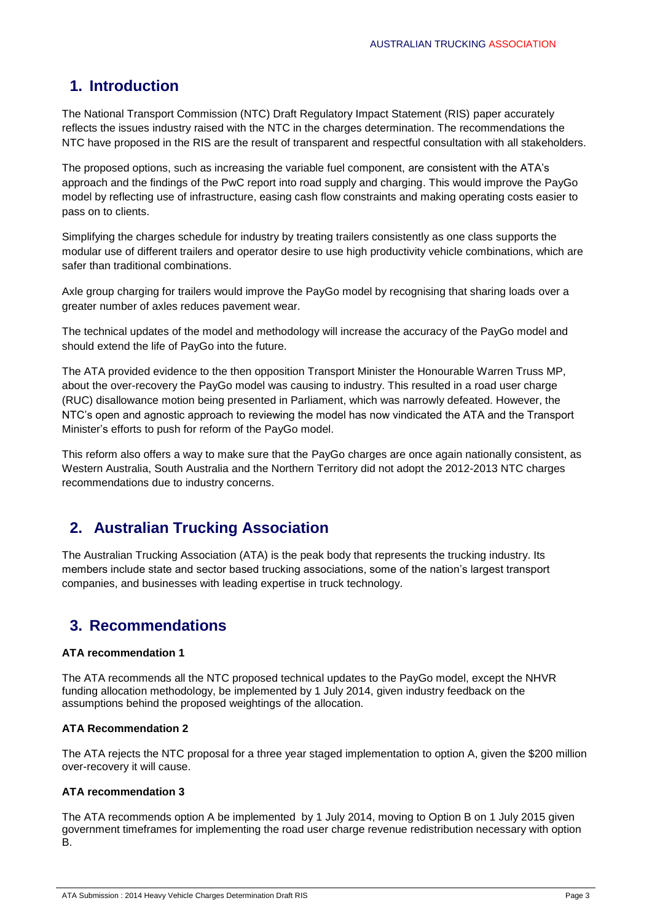## 1. Introduction

The National Transport Commission (NTC) Draft Regulatory Impact Statement (RIS) paper accurately reflects the issues industry raised with the NTC in the charges determination. The recommendations the NTC have proposed in the RIS are the result of transparent and respectful consultation with all stakeholders.

The proposed options, such as increasing the variable fuel component, are consistent with the ATA's approach and the findings of the PwC report into road supply and charging. This would improve the PayGo model by reflecting use of infrastructure, easing cash flow constraints and making operating costs easier to pass on to clients.

Simplifying the charges schedule for industry by treating trailers consistently as one class supports the modular use of different trailers and operator desire to use high productivity vehicle combinations, which are safer than traditional combinations.

Axle group charging for trailers would improve the PayGo model by recognising that sharing loads over a greater number of axles reduces pavement wear.

The technical updates of the model and methodology will increase the accuracy of the PayGo model and should extend the life of PayGo into the future.

The ATA provided evidence to the then opposition Transport Minister the Honourable Warren Truss MP, about the over-recovery the PayGo model was causing to industry. This resulted in a road user charge (RUC) disallowance motion being presented in Parliament, which was narrowly defeated. However, the NTC's open and agnostic approach to reviewing the model has now vindicated the ATA and the Transport Minister's efforts to push for reform of the PayGo model.

This reform also offers a way to make sure that the PayGo charges are once again nationally consistent, as Western Australia, South Australia and the Northern Territory did not adopt the 2012-2013 NTC charges recommendations due to industry concerns.

## 2. Australian Trucking Association

The Australian Trucking Association (ATA) is the peak body that represents the trucking industry. Its members include state and sector based trucking associations, some of the nation's largest transport companies, and businesses with leading expertise in truck technology.

## 3. Recommendations

**ATA recommendation 1**

The ATA recommends all the NTC proposed technical updates to the PayGo model, except the NHVR funding allocation methodology, be implemented by 1 July 2014, given industry feedback on the assumptions behind the proposed weightings of the allocation.

**ATA Recommendation 2**

The ATA rejects the NTC proposal for a three year staged implementation to option A, given the $200 million over-recovery it will cause.

**ATA recommendation 3**

The ATA recommends option A be implemented by 1 July 2014, moving to Option B on 1 July 2015 given government timeframes for implementing the road user charge revenue redistribution necessary with option B.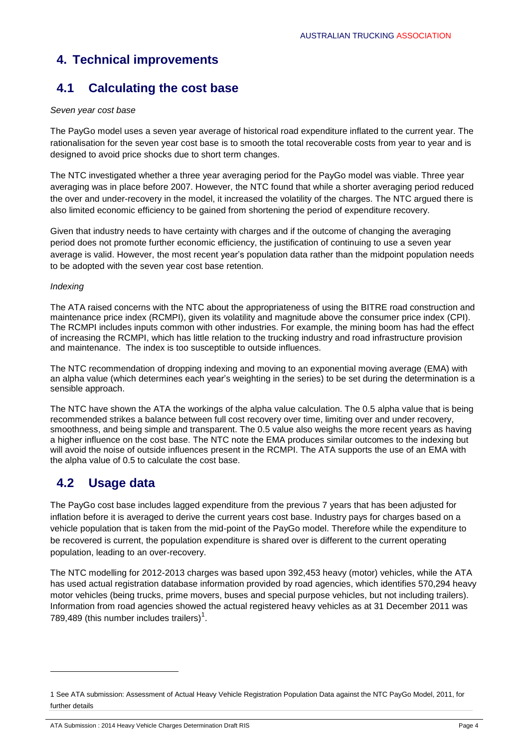# 4. Technical improvements

## 4.1 Calculating the cost base

*Seven year cost base*

The PayGo model uses a seven year average of historical road expenditure inflated to the current year. The rationalisation for the seven year cost base is to smooth the total recoverable costs from year to year and is designed to avoid price shocks due to short term changes.

The NTC investigated whether a three year averaging period for the PayGo model was viable. Three year averaging was in place before 2007. However, the NTC found that while a shorter averaging period reduced the over and under-recovery in the model, it increased the volatility of the charges. The NTC argued there is also limited economic efficiency to be gained from shortening the period of expenditure recovery.

Given that industry needs to have certainty with charges and if the outcome of changing the averaging period does not promote further economic efficiency, the justification of continuing to use a seven year average is valid. However, the most recent year's population data rather than the midpoint population needs to be adopted with the seven year cost base retention.

*Indexing*

The ATA raised concerns with the NTC about the appropriateness of using the BITRE road construction and maintenance price index (RCMPI), given its volatility and magnitude above the consumer price index (CPI). The RCMPI includes inputs common with other industries. For example, the mining boom has had the effect of increasing the RCMPI, which has little relation to the trucking industry and road infrastructure provision and maintenance. The index is too susceptible to outside influences.

The NTC recommendation of dropping indexing and moving to an exponential moving average (EMA) with an alpha value (which determines each year's weighting in the series) to be set during the determination is a sensible approach.

The NTC have shown the ATA the workings of the alpha value calculation. The 0.5 alpha value that is being recommended strikes a balance between full cost recovery over time, limiting over and under recovery, smoothness, and being simple and transparent. The 0.5 value also weighs the more recent years as having a higher influence on the cost base. The NTC note the EMA produces similar outcomes to the indexing but will avoid the noise of outside influences present in the RCMPI. The ATA supports the use of an EMA with the alpha value of 0.5 to calculate the cost base.

## 4.2 Usage data

The PayGo cost base includes lagged expenditure from the previous 7 years that has been adjusted for inflation before it is averaged to derive the current years cost base. Industry pays for charges based on a vehicle population that is taken from the mid-point of the PayGo model. Therefore while the expenditure to be recovered is current, the population expenditure is shared over is different to the current operating population, leading to an over-recovery.

The NTC modelling for 2012-2013 charges was based upon 392,453 heavy (motor) vehicles, while the ATA has used actual registration database information provided by road agencies, which identifies 570,294 heavy motor vehicles (being trucks, prime movers, buses and special purpose vehicles, but not including trailers). Information from road agencies showed the actual registered heavy vehicles as at 31 December 2011 was 789,489 (this number includes trailers)[1].

---

1 See ATA submission: Assessment of Actual Heavy Vehicle Registration Population Data against the NTC PayGo Model, 2011, for further details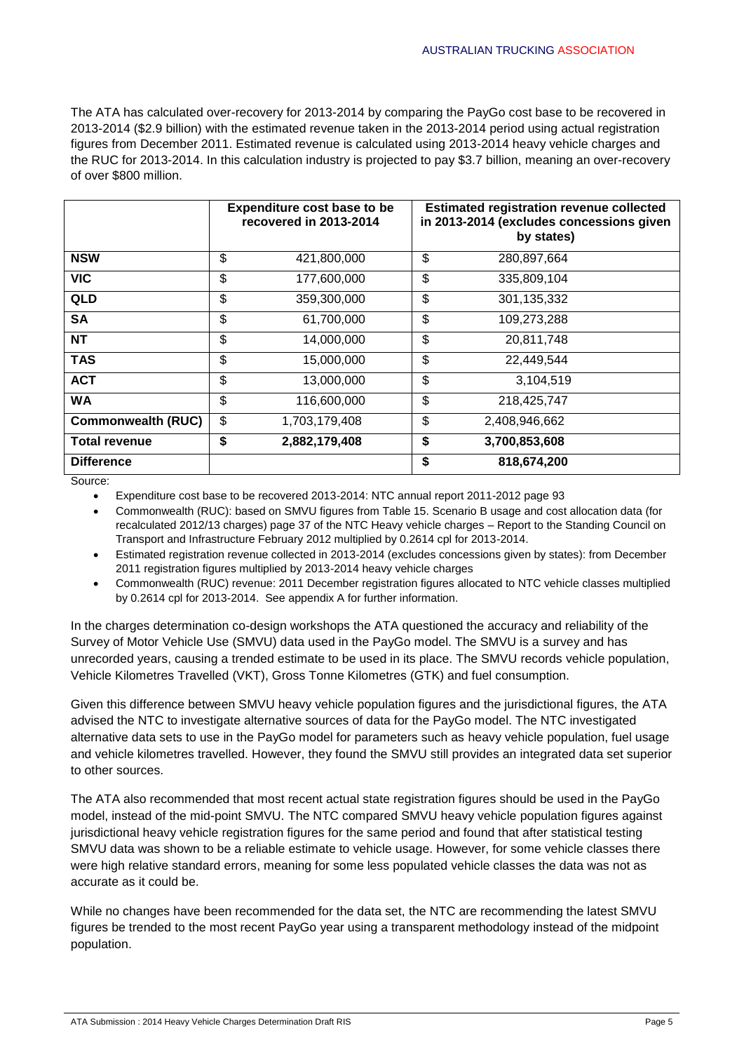The ATA has calculated over-recovery for 2013-2014 by comparing the PayGo cost base to be recovered in 2013-2014 ($2.9 billion) with the estimated revenue taken in the 2013-2014 period using actual registration figures from December 2011. Estimated revenue is calculated using 2013-2014 heavy vehicle charges and the RUC for 2013-2014. In this calculation industry is projected to pay $3.7 billion, meaning an over-recovery of over $800 million.

| | Expenditure cost base to be recovered in 2013-2014 | Estimated registration revenue collected in 2013-2014 (excludes concessions given by states) |
|---|---|---|
| **NSW** | $ 421,800,000 | $ 280,897,664 |
| **VIC** | $ 177,600,000 | $ 335,809,104 |
| **QLD** | $ 359,300,000 | $ 301,135,332 |
| **SA** | $ 61,700,000 | $ 109,273,288 |
| **NT** | $ 14,000,000 | $ 20,811,748 |
| **TAS** | $ 15,000,000 | $ 22,449,544 |
| **ACT** | $ 13,000,000 | $ 3,104,519 |
| **WA** | $ 116,600,000 | $ 218,425,747 |
| **Commonwealth (RUC)** | $ 1,703,179,408 | $ 2,408,946,662 |
| **Total revenue** | **$ 2,882,179,408** | **$ 3,700,853,608** |
| **Difference** | | **$ 818,674,200** |

Source:

- Expenditure cost base to be recovered 2013-2014: NTC annual report 2011-2012 page 93
- Commonwealth (RUC): based on SMVU figures from Table 15. Scenario B usage and cost allocation data (for recalculated 2012/13 charges) page 37 of the NTC Heavy vehicle charges – Report to the Standing Council on Transport and Infrastructure February 2012 multiplied by 0.2614 cpl for 2013-2014.
- Estimated registration revenue collected in 2013-2014 (excludes concessions given by states): from December 2011 registration figures multiplied by 2013-2014 heavy vehicle charges
- Commonwealth (RUC) revenue: 2011 December registration figures allocated to NTC vehicle classes multiplied by 0.2614 cpl for 2013-2014. See appendix A for further information.

In the charges determination co-design workshops the ATA questioned the accuracy and reliability of the Survey of Motor Vehicle Use (SMVU) data used in the PayGo model. The SMVU is a survey and has unrecorded years, causing a trended estimate to be used in its place. The SMVU records vehicle population, Vehicle Kilometres Travelled (VKT), Gross Tonne Kilometres (GTK) and fuel consumption.

Given this difference between SMVU heavy vehicle population figures and the jurisdictional figures, the ATA advised the NTC to investigate alternative sources of data for the PayGo model. The NTC investigated alternative data sets to use in the PayGo model for parameters such as heavy vehicle population, fuel usage and vehicle kilometres travelled. However, they found the SMVU still provides an integrated data set superior to other sources.

The ATA also recommended that most recent actual state registration figures should be used in the PayGo model, instead of the mid-point SMVU. The NTC compared SMVU heavy vehicle population figures against jurisdictional heavy vehicle registration figures for the same period and found that after statistical testing SMVU data was shown to be a reliable estimate to vehicle usage. However, for some vehicle classes there were high relative standard errors, meaning for some less populated vehicle classes the data was not as accurate as it could be.

While no changes have been recommended for the data set, the NTC are recommending the latest SMVU figures be trended to the most recent PayGo year using a transparent methodology instead of the midpoint population.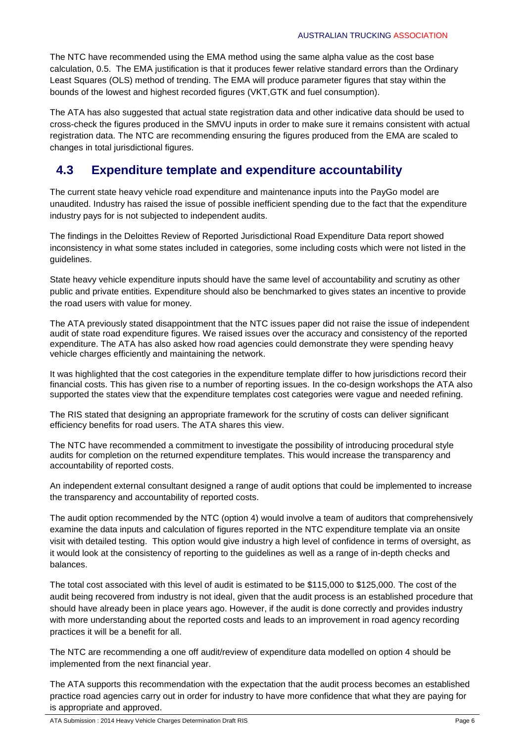The NTC have recommended using the EMA method using the same alpha value as the cost base calculation, 0.5. The EMA justification is that it produces fewer relative standard errors than the Ordinary Least Squares (OLS) method of trending. The EMA will produce parameter figures that stay within the bounds of the lowest and highest recorded figures (VKT,GTK and fuel consumption).

The ATA has also suggested that actual state registration data and other indicative data should be used to cross-check the figures produced in the SMVU inputs in order to make sure it remains consistent with actual registration data. The NTC are recommending ensuring the figures produced from the EMA are scaled to changes in total jurisdictional figures.

## 4.3 Expenditure template and expenditure accountability

The current state heavy vehicle road expenditure and maintenance inputs into the PayGo model are unaudited. Industry has raised the issue of possible inefficient spending due to the fact that the expenditure industry pays for is not subjected to independent audits.

The findings in the Deloittes Review of Reported Jurisdictional Road Expenditure Data report showed inconsistency in what some states included in categories, some including costs which were not listed in the guidelines.

State heavy vehicle expenditure inputs should have the same level of accountability and scrutiny as other public and private entities. Expenditure should also be benchmarked to gives states an incentive to provide the road users with value for money.

The ATA previously stated disappointment that the NTC issues paper did not raise the issue of independent audit of state road expenditure figures. We raised issues over the accuracy and consistency of the reported expenditure. The ATA has also asked how road agencies could demonstrate they were spending heavy vehicle charges efficiently and maintaining the network.

It was highlighted that the cost categories in the expenditure template differ to how jurisdictions record their financial costs. This has given rise to a number of reporting issues. In the co-design workshops the ATA also supported the states view that the expenditure templates cost categories were vague and needed refining.

The RIS stated that designing an appropriate framework for the scrutiny of costs can deliver significant efficiency benefits for road users. The ATA shares this view.

The NTC have recommended a commitment to investigate the possibility of introducing procedural style audits for completion on the returned expenditure templates. This would increase the transparency and accountability of reported costs.

An independent external consultant designed a range of audit options that could be implemented to increase the transparency and accountability of reported costs.

The audit option recommended by the NTC (option 4) would involve a team of auditors that comprehensively examine the data inputs and calculation of figures reported in the NTC expenditure template via an onsite visit with detailed testing. This option would give industry a high level of confidence in terms of oversight, as it would look at the consistency of reporting to the guidelines as well as a range of in-depth checks and balances.

The total cost associated with this level of audit is estimated to be $115,000 to $125,000. The cost of the audit being recovered from industry is not ideal, given that the audit process is an established procedure that should have already been in place years ago. However, if the audit is done correctly and provides industry with more understanding about the reported costs and leads to an improvement in road agency recording practices it will be a benefit for all.

The NTC are recommending a one off audit/review of expenditure data modelled on option 4 should be implemented from the next financial year.

The ATA supports this recommendation with the expectation that the audit process becomes an established practice road agencies carry out in order for industry to have more confidence that what they are paying for is appropriate and approved.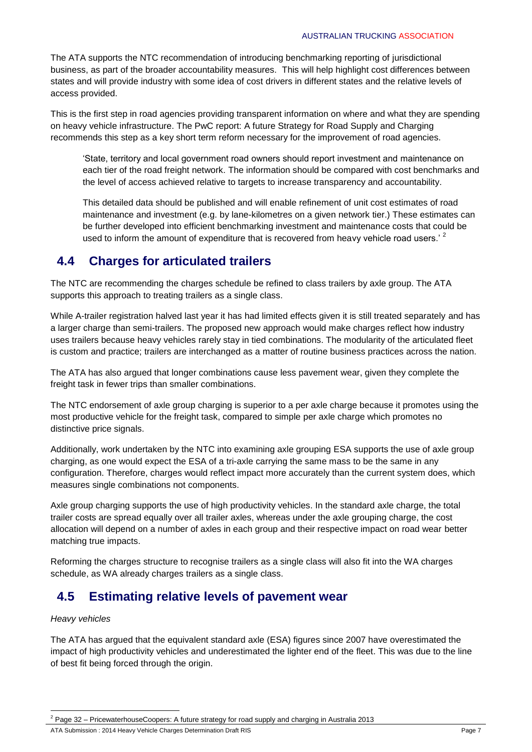The ATA supports the NTC recommendation of introducing benchmarking reporting of jurisdictional business, as part of the broader accountability measures. This will help highlight cost differences between states and will provide industry with some idea of cost drivers in different states and the relative levels of access provided.

This is the first step in road agencies providing transparent information on where and what they are spending on heavy vehicle infrastructure. The PwC report: A future Strategy for Road Supply and Charging recommends this step as a key short term reform necessary for the improvement of road agencies.

> 'State, territory and local government road owners should report investment and maintenance on each tier of the road freight network. The information should be compared with cost benchmarks and the level of access achieved relative to targets to increase transparency and accountability.
>
> This detailed data should be published and will enable refinement of unit cost estimates of road maintenance and investment (e.g. by lane-kilometres on a given network tier.) These estimates can be further developed into efficient benchmarking investment and maintenance costs that could be used to inform the amount of expenditure that is recovered from heavy vehicle road users.' [2]

## 4.4 Charges for articulated trailers

The NTC are recommending the charges schedule be refined to class trailers by axle group. The ATA supports this approach to treating trailers as a single class.

While A-trailer registration halved last year it has had limited effects given it is still treated separately and has a larger charge than semi-trailers. The proposed new approach would make charges reflect how industry uses trailers because heavy vehicles rarely stay in tied combinations. The modularity of the articulated fleet is custom and practice; trailers are interchanged as a matter of routine business practices across the nation.

The ATA has also argued that longer combinations cause less pavement wear, given they complete the freight task in fewer trips than smaller combinations.

The NTC endorsement of axle group charging is superior to a per axle charge because it promotes using the most productive vehicle for the freight task, compared to simple per axle charge which promotes no distinctive price signals.

Additionally, work undertaken by the NTC into examining axle grouping ESA supports the use of axle group charging, as one would expect the ESA of a tri-axle carrying the same mass to be the same in any configuration. Therefore, charges would reflect impact more accurately than the current system does, which measures single combinations not components.

Axle group charging supports the use of high productivity vehicles. In the standard axle charge, the total trailer costs are spread equally over all trailer axles, whereas under the axle grouping charge, the cost allocation will depend on a number of axles in each group and their respective impact on road wear better matching true impacts.

Reforming the charges structure to recognise trailers as a single class will also fit into the WA charges schedule, as WA already charges trailers as a single class.

## 4.5 Estimating relative levels of pavement wear

*Heavy vehicles*

The ATA has argued that the equivalent standard axle (ESA) figures since 2007 have overestimated the impact of high productivity vehicles and underestimated the lighter end of the fleet. This was due to the line of best fit being forced through the origin.

---

[2] Page 32 – PricewaterhouseCoopers: A future strategy for road supply and charging in Australia 2013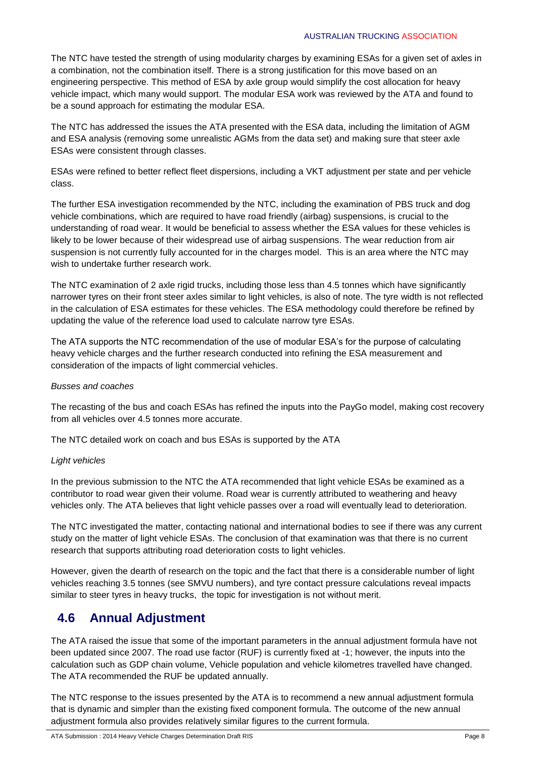The NTC have tested the strength of using modularity charges by examining ESAs for a given set of axles in a combination, not the combination itself. There is a strong justification for this move based on an engineering perspective. This method of ESA by axle group would simplify the cost allocation for heavy vehicle impact, which many would support. The modular ESA work was reviewed by the ATA and found to be a sound approach for estimating the modular ESA.

The NTC has addressed the issues the ATA presented with the ESA data, including the limitation of AGM and ESA analysis (removing some unrealistic AGMs from the data set) and making sure that steer axle ESAs were consistent through classes.

ESAs were refined to better reflect fleet dispersions, including a VKT adjustment per state and per vehicle class.

The further ESA investigation recommended by the NTC, including the examination of PBS truck and dog vehicle combinations, which are required to have road friendly (airbag) suspensions, is crucial to the understanding of road wear. It would be beneficial to assess whether the ESA values for these vehicles is likely to be lower because of their widespread use of airbag suspensions. The wear reduction from air suspension is not currently fully accounted for in the charges model. This is an area where the NTC may wish to undertake further research work.

The NTC examination of 2 axle rigid trucks, including those less than 4.5 tonnes which have significantly narrower tyres on their front steer axles similar to light vehicles, is also of note. The tyre width is not reflected in the calculation of ESA estimates for these vehicles. The ESA methodology could therefore be refined by updating the value of the reference load used to calculate narrow tyre ESAs.

The ATA supports the NTC recommendation of the use of modular ESA's for the purpose of calculating heavy vehicle charges and the further research conducted into refining the ESA measurement and consideration of the impacts of light commercial vehicles.

*Busses and coaches*

The recasting of the bus and coach ESAs has refined the inputs into the PayGo model, making cost recovery from all vehicles over 4.5 tonnes more accurate.

The NTC detailed work on coach and bus ESAs is supported by the ATA

*Light vehicles*

In the previous submission to the NTC the ATA recommended that light vehicle ESAs be examined as a contributor to road wear given their volume. Road wear is currently attributed to weathering and heavy vehicles only. The ATA believes that light vehicle passes over a road will eventually lead to deterioration.

The NTC investigated the matter, contacting national and international bodies to see if there was any current study on the matter of light vehicle ESAs. The conclusion of that examination was that there is no current research that supports attributing road deterioration costs to light vehicles.

However, given the dearth of research on the topic and the fact that there is a considerable number of light vehicles reaching 3.5 tonnes (see SMVU numbers), and tyre contact pressure calculations reveal impacts similar to steer tyres in heavy trucks, the topic for investigation is not without merit.

## 4.6 Annual Adjustment

The ATA raised the issue that some of the important parameters in the annual adjustment formula have not been updated since 2007. The road use factor (RUF) is currently fixed at -1; however, the inputs into the calculation such as GDP chain volume, Vehicle population and vehicle kilometres travelled have changed. The ATA recommended the RUF be updated annually.

The NTC response to the issues presented by the ATA is to recommend a new annual adjustment formula that is dynamic and simpler than the existing fixed component formula. The outcome of the new annual adjustment formula also provides relatively similar figures to the current formula.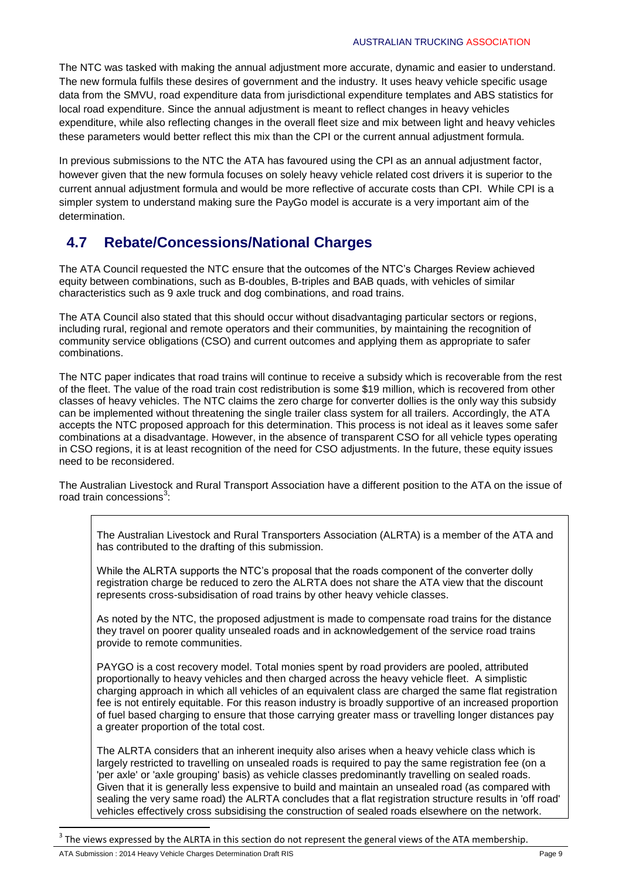The NTC was tasked with making the annual adjustment more accurate, dynamic and easier to understand. The new formula fulfils these desires of government and the industry. It uses heavy vehicle specific usage data from the SMVU, road expenditure data from jurisdictional expenditure templates and ABS statistics for local road expenditure. Since the annual adjustment is meant to reflect changes in heavy vehicles expenditure, while also reflecting changes in the overall fleet size and mix between light and heavy vehicles these parameters would better reflect this mix than the CPI or the current annual adjustment formula.

In previous submissions to the NTC the ATA has favoured using the CPI as an annual adjustment factor, however given that the new formula focuses on solely heavy vehicle related cost drivers it is superior to the current annual adjustment formula and would be more reflective of accurate costs than CPI. While CPI is a simpler system to understand making sure the PayGo model is accurate is a very important aim of the determination.

## 4.7 Rebate/Concessions/National Charges

The ATA Council requested the NTC ensure that the outcomes of the NTC's Charges Review achieved equity between combinations, such as B-doubles, B-triples and BAB quads, with vehicles of similar characteristics such as 9 axle truck and dog combinations, and road trains.

The ATA Council also stated that this should occur without disadvantaging particular sectors or regions, including rural, regional and remote operators and their communities, by maintaining the recognition of community service obligations (CSO) and current outcomes and applying them as appropriate to safer combinations.

The NTC paper indicates that road trains will continue to receive a subsidy which is recoverable from the rest of the fleet. The value of the road train cost redistribution is some $19 million, which is recovered from other classes of heavy vehicles. The NTC claims the zero charge for converter dollies is the only way this subsidy can be implemented without threatening the single trailer class system for all trailers. Accordingly, the ATA accepts the NTC proposed approach for this determination. This process is not ideal as it leaves some safer combinations at a disadvantage. However, in the absence of transparent CSO for all vehicle types operating in CSO regions, it is at least recognition of the need for CSO adjustments. In the future, these equity issues need to be reconsidered.

The Australian Livestock and Rural Transport Association have a different position to the ATA on the issue of road train concessions[3]:

> The Australian Livestock and Rural Transporters Association (ALRTA) is a member of the ATA and has contributed to the drafting of this submission.
>
> While the ALRTA supports the NTC's proposal that the roads component of the converter dolly registration charge be reduced to zero the ALRTA does not share the ATA view that the discount represents cross-subsidisation of road trains by other heavy vehicle classes.
>
> As noted by the NTC, the proposed adjustment is made to compensate road trains for the distance they travel on poorer quality unsealed roads and in acknowledgement of the service road trains provide to remote communities.
>
> PAYGO is a cost recovery model. Total monies spent by road providers are pooled, attributed proportionally to heavy vehicles and then charged across the heavy vehicle fleet. A simplistic charging approach in which all vehicles of an equivalent class are charged the same flat registration fee is not entirely equitable. For this reason industry is broadly supportive of an increased proportion of fuel based charging to ensure that those carrying greater mass or travelling longer distances pay a greater proportion of the total cost.
>
> The ALRTA considers that an inherent inequity also arises when a heavy vehicle class which is largely restricted to travelling on unsealed roads is required to pay the same registration fee (on a 'per axle' or 'axle grouping' basis) as vehicle classes predominantly travelling on sealed roads. Given that it is generally less expensive to build and maintain an unsealed road (as compared with sealing the very same road) the ALRTA concludes that a flat registration structure results in 'off road' vehicles effectively cross subsidising the construction of sealed roads elsewhere on the network.

[3] The views expressed by the ALRTA in this section do not represent the general views of the ATA membership.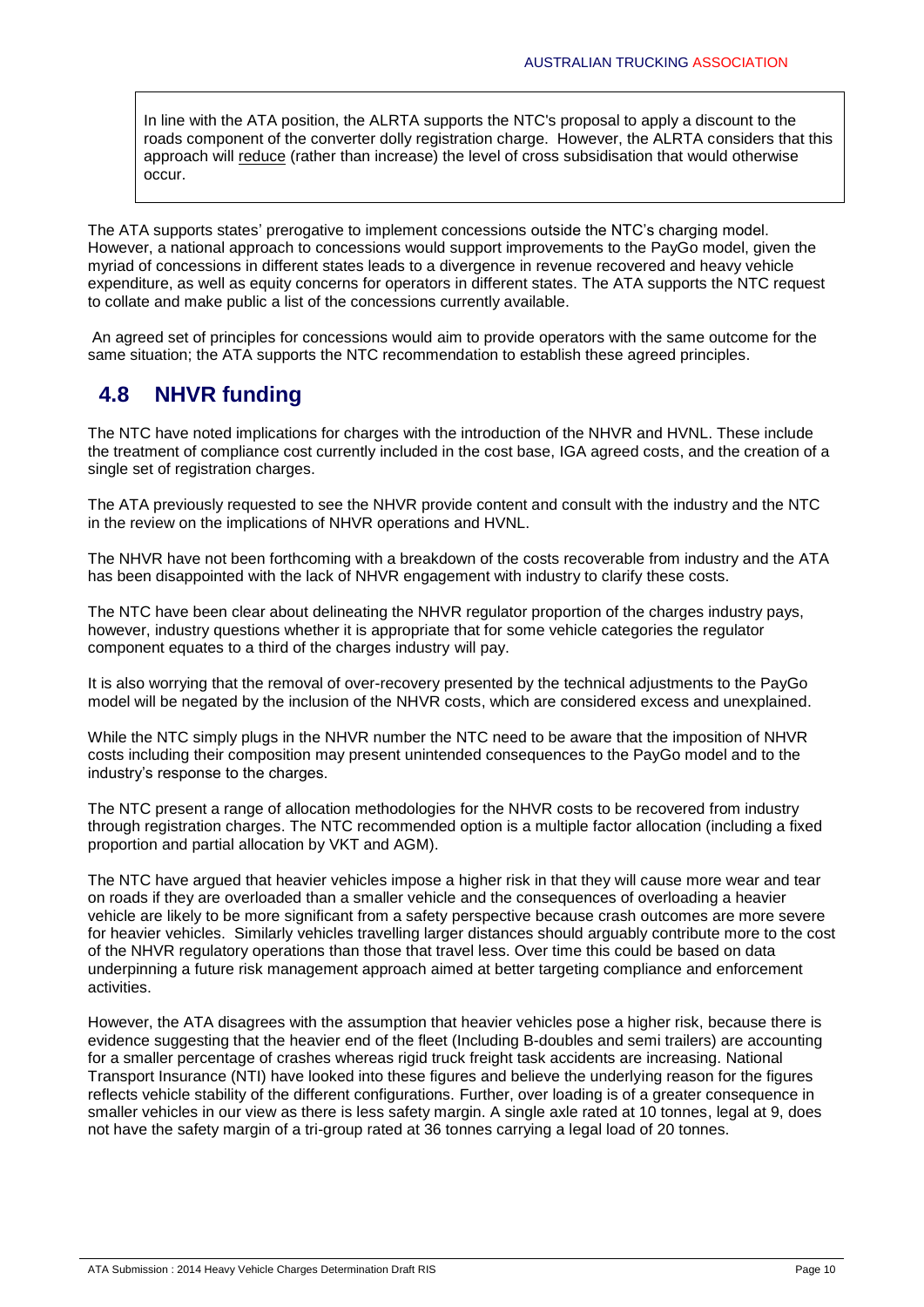> In line with the ATA position, the ALRTA supports the NTC's proposal to apply a discount to the roads component of the converter dolly registration charge. However, the ALRTA considers that this approach will reduce (rather than increase) the level of cross subsidisation that would otherwise occur.

The ATA supports states' prerogative to implement concessions outside the NTC's charging model. However, a national approach to concessions would support improvements to the PayGo model, given the myriad of concessions in different states leads to a divergence in revenue recovered and heavy vehicle expenditure, as well as equity concerns for operators in different states. The ATA supports the NTC request to collate and make public a list of the concessions currently available.

An agreed set of principles for concessions would aim to provide operators with the same outcome for the same situation; the ATA supports the NTC recommendation to establish these agreed principles.

## 4.8 NHVR funding

The NTC have noted implications for charges with the introduction of the NHVR and HVNL. These include the treatment of compliance cost currently included in the cost base, IGA agreed costs, and the creation of a single set of registration charges.

The ATA previously requested to see the NHVR provide content and consult with the industry and the NTC in the review on the implications of NHVR operations and HVNL.

The NHVR have not been forthcoming with a breakdown of the costs recoverable from industry and the ATA has been disappointed with the lack of NHVR engagement with industry to clarify these costs.

The NTC have been clear about delineating the NHVR regulator proportion of the charges industry pays, however, industry questions whether it is appropriate that for some vehicle categories the regulator component equates to a third of the charges industry will pay.

It is also worrying that the removal of over-recovery presented by the technical adjustments to the PayGo model will be negated by the inclusion of the NHVR costs, which are considered excess and unexplained.

While the NTC simply plugs in the NHVR number the NTC need to be aware that the imposition of NHVR costs including their composition may present unintended consequences to the PayGo model and to the industry's response to the charges.

The NTC present a range of allocation methodologies for the NHVR costs to be recovered from industry through registration charges. The NTC recommended option is a multiple factor allocation (including a fixed proportion and partial allocation by VKT and AGM).

The NTC have argued that heavier vehicles impose a higher risk in that they will cause more wear and tear on roads if they are overloaded than a smaller vehicle and the consequences of overloading a heavier vehicle are likely to be more significant from a safety perspective because crash outcomes are more severe for heavier vehicles. Similarly vehicles travelling larger distances should arguably contribute more to the cost of the NHVR regulatory operations than those that travel less. Over time this could be based on data underpinning a future risk management approach aimed at better targeting compliance and enforcement activities.

However, the ATA disagrees with the assumption that heavier vehicles pose a higher risk, because there is evidence suggesting that the heavier end of the fleet (Including B-doubles and semi trailers) are accounting for a smaller percentage of crashes whereas rigid truck freight task accidents are increasing. National Transport Insurance (NTI) have looked into these figures and believe the underlying reason for the figures reflects vehicle stability of the different configurations. Further, over loading is of a greater consequence in smaller vehicles in our view as there is less safety margin. A single axle rated at 10 tonnes, legal at 9, does not have the safety margin of a tri-group rated at 36 tonnes carrying a legal load of 20 tonnes.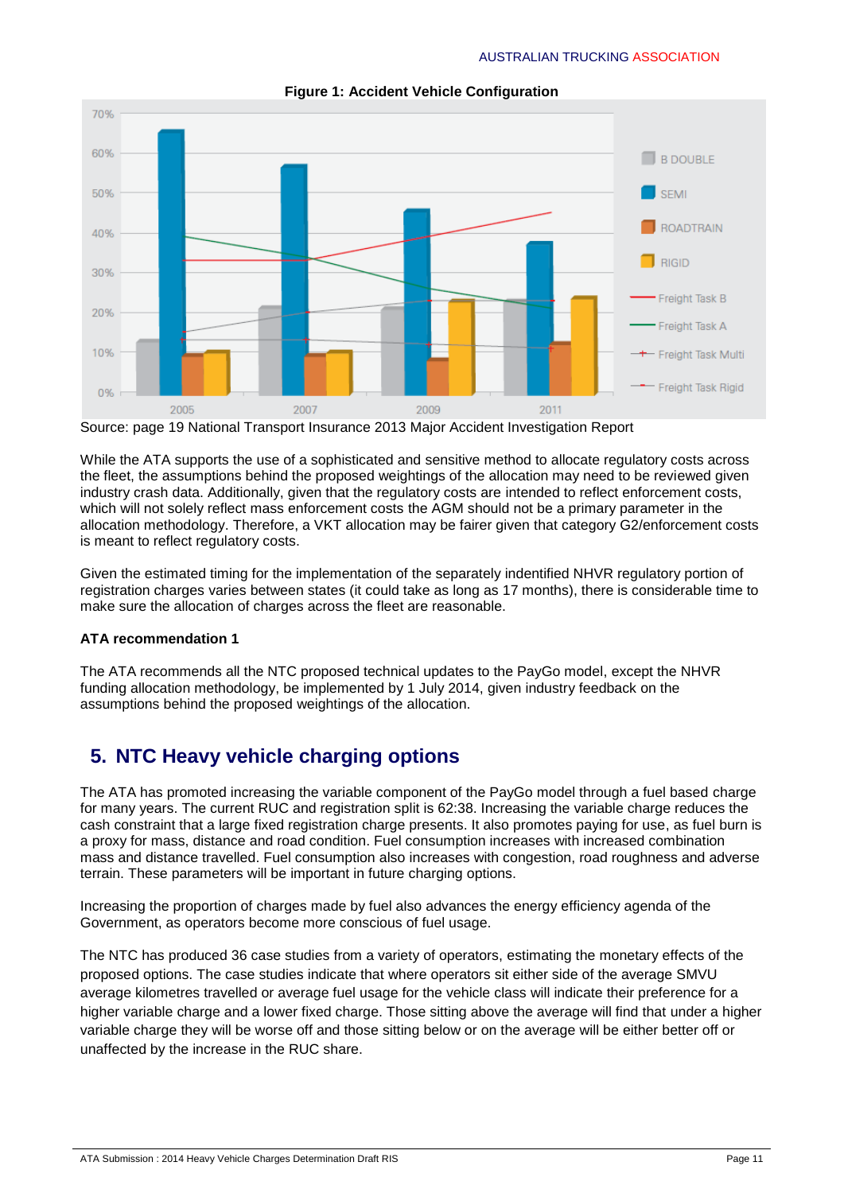**Figure 1: Accident Vehicle Configuration**

Source: page 19 National Transport Insurance 2013 Major Accident Investigation Report

While the ATA supports the use of a sophisticated and sensitive method to allocate regulatory costs across the fleet, the assumptions behind the proposed weightings of the allocation may need to be reviewed given industry crash data. Additionally, given that the regulatory costs are intended to reflect enforcement costs, which will not solely reflect mass enforcement costs the AGM should not be a primary parameter in the allocation methodology. Therefore, a VKT allocation may be fairer given that category G2/enforcement costs is meant to reflect regulatory costs.

Given the estimated timing for the implementation of the separately indentified NHVR regulatory portion of registration charges varies between states (it could take as long as 17 months), there is considerable time to make sure the allocation of charges across the fleet are reasonable.

**ATA recommendation 1**

The ATA recommends all the NTC proposed technical updates to the PayGo model, except the NHVR funding allocation methodology, be implemented by 1 July 2014, given industry feedback on the assumptions behind the proposed weightings of the allocation.

## 5. NTC Heavy vehicle charging options

The ATA has promoted increasing the variable component of the PayGo model through a fuel based charge for many years. The current RUC and registration split is 62:38. Increasing the variable charge reduces the cash constraint that a large fixed registration charge presents. It also promotes paying for use, as fuel burn is a proxy for mass, distance and road condition. Fuel consumption increases with increased combination mass and distance travelled. Fuel consumption also increases with congestion, road roughness and adverse terrain. These parameters will be important in future charging options.

Increasing the proportion of charges made by fuel also advances the energy efficiency agenda of the Government, as operators become more conscious of fuel usage.

The NTC has produced 36 case studies from a variety of operators, estimating the monetary effects of the proposed options. The case studies indicate that where operators sit either side of the average SMVU average kilometres travelled or average fuel usage for the vehicle class will indicate their preference for a higher variable charge and a lower fixed charge. Those sitting above the average will find that under a higher variable charge they will be worse off and those sitting below or on the average will be either better off or unaffected by the increase in the RUC share.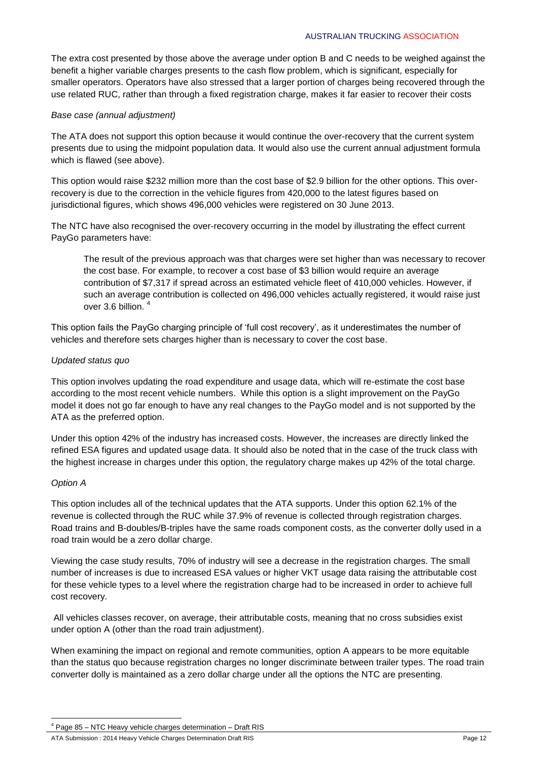The extra cost presented by those above the average under option B and C needs to be weighed against the benefit a higher variable charges presents to the cash flow problem, which is significant, especially for smaller operators. Operators have also stressed that a larger portion of charges being recovered through the use related RUC, rather than through a fixed registration charge, makes it far easier to recover their costs

*Base case (annual adjustment)*

The ATA does not support this option because it would continue the over-recovery that the current system presents due to using the midpoint population data. It would also use the current annual adjustment formula which is flawed (see above).

This option would raise $232 million more than the cost base of $2.9 billion for the other options. This over-recovery is due to the correction in the vehicle figures from 420,000 to the latest figures based on jurisdictional figures, which shows 496,000 vehicles were registered on 30 June 2013.

The NTC have also recognised the over-recovery occurring in the model by illustrating the effect current PayGo parameters have:

> The result of the previous approach was that charges were set higher than was necessary to recover the cost base. For example, to recover a cost base of $3 billion would require an average contribution of $7,317 if spread across an estimated vehicle fleet of 410,000 vehicles. However, if such an average contribution is collected on 496,000 vehicles actually registered, it would raise just over 3.6 billion. [4]

This option fails the PayGo charging principle of 'full cost recovery', as it underestimates the number of vehicles and therefore sets charges higher than is necessary to cover the cost base.

*Updated status quo*

This option involves updating the road expenditure and usage data, which will re-estimate the cost base according to the most recent vehicle numbers. While this option is a slight improvement on the PayGo model it does not go far enough to have any real changes to the PayGo model and is not supported by the ATA as the preferred option.

Under this option 42% of the industry has increased costs. However, the increases are directly linked the refined ESA figures and updated usage data. It should also be noted that in the case of the truck class with the highest increase in charges under this option, the regulatory charge makes up 42% of the total charge.

*Option A*

This option includes all of the technical updates that the ATA supports. Under this option 62.1% of the revenue is collected through the RUC while 37.9% of revenue is collected through registration charges. Road trains and B-doubles/B-triples have the same roads component costs, as the converter dolly used in a road train would be a zero dollar charge.

Viewing the case study results, 70% of industry will see a decrease in the registration charges. The small number of increases is due to increased ESA values or higher VKT usage data raising the attributable cost for these vehicle types to a level where the registration charge had to be increased in order to achieve full cost recovery.

All vehicles classes recover, on average, their attributable costs, meaning that no cross subsidies exist under option A (other than the road train adjustment).

When examining the impact on regional and remote communities, option A appears to be more equitable than the status quo because registration charges no longer discriminate between trailer types. The road train converter dolly is maintained as a zero dollar charge under all the options the NTC are presenting.

---

[4] Page 85 – NTC Heavy vehicle charges determination – Draft RIS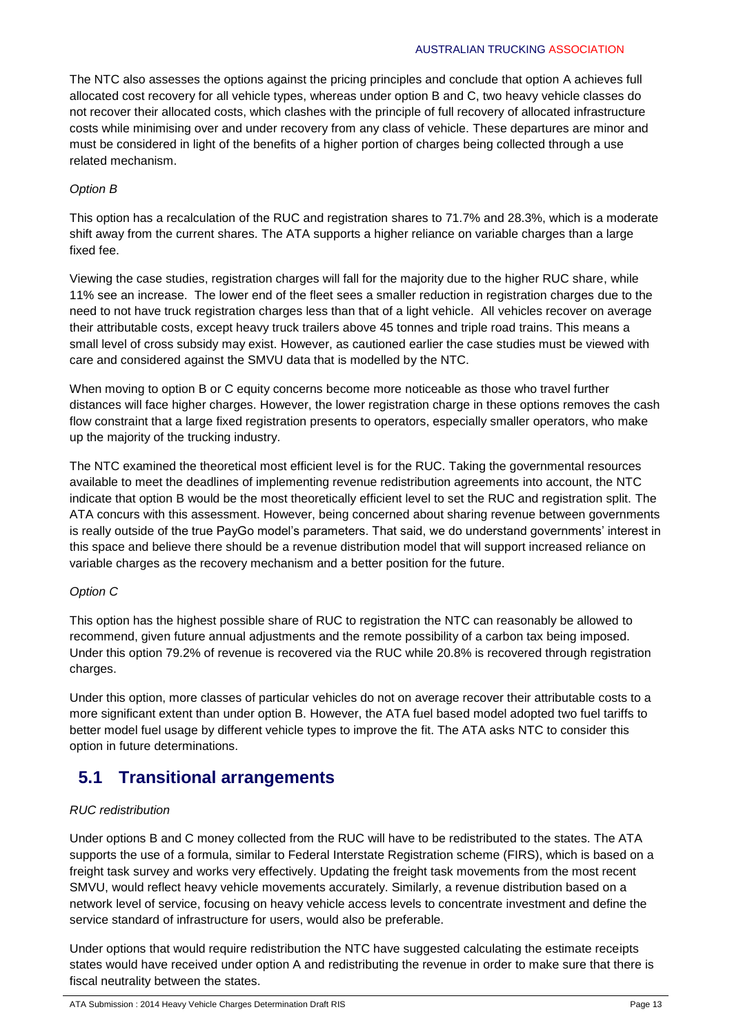The NTC also assesses the options against the pricing principles and conclude that option A achieves full allocated cost recovery for all vehicle types, whereas under option B and C, two heavy vehicle classes do not recover their allocated costs, which clashes with the principle of full recovery of allocated infrastructure costs while minimising over and under recovery from any class of vehicle. These departures are minor and must be considered in light of the benefits of a higher portion of charges being collected through a use related mechanism.

*Option B*

This option has a recalculation of the RUC and registration shares to 71.7% and 28.3%, which is a moderate shift away from the current shares. The ATA supports a higher reliance on variable charges than a large fixed fee.

Viewing the case studies, registration charges will fall for the majority due to the higher RUC share, while 11% see an increase. The lower end of the fleet sees a smaller reduction in registration charges due to the need to not have truck registration charges less than that of a light vehicle. All vehicles recover on average their attributable costs, except heavy truck trailers above 45 tonnes and triple road trains. This means a small level of cross subsidy may exist. However, as cautioned earlier the case studies must be viewed with care and considered against the SMVU data that is modelled by the NTC.

When moving to option B or C equity concerns become more noticeable as those who travel further distances will face higher charges. However, the lower registration charge in these options removes the cash flow constraint that a large fixed registration presents to operators, especially smaller operators, who make up the majority of the trucking industry.

The NTC examined the theoretical most efficient level is for the RUC. Taking the governmental resources available to meet the deadlines of implementing revenue redistribution agreements into account, the NTC indicate that option B would be the most theoretically efficient level to set the RUC and registration split. The ATA concurs with this assessment. However, being concerned about sharing revenue between governments is really outside of the true PayGo model's parameters. That said, we do understand governments' interest in this space and believe there should be a revenue distribution model that will support increased reliance on variable charges as the recovery mechanism and a better position for the future.

*Option C*

This option has the highest possible share of RUC to registration the NTC can reasonably be allowed to recommend, given future annual adjustments and the remote possibility of a carbon tax being imposed. Under this option 79.2% of revenue is recovered via the RUC while 20.8% is recovered through registration charges.

Under this option, more classes of particular vehicles do not on average recover their attributable costs to a more significant extent than under option B. However, the ATA fuel based model adopted two fuel tariffs to better model fuel usage by different vehicle types to improve the fit. The ATA asks NTC to consider this option in future determinations.

## 5.1 Transitional arrangements

*RUC redistribution*

Under options B and C money collected from the RUC will have to be redistributed to the states. The ATA supports the use of a formula, similar to Federal Interstate Registration scheme (FIRS), which is based on a freight task survey and works very effectively. Updating the freight task movements from the most recent SMVU, would reflect heavy vehicle movements accurately. Similarly, a revenue distribution based on a network level of service, focusing on heavy vehicle access levels to concentrate investment and define the service standard of infrastructure for users, would also be preferable.

Under options that would require redistribution the NTC have suggested calculating the estimate receipts states would have received under option A and redistributing the revenue in order to make sure that there is fiscal neutrality between the states.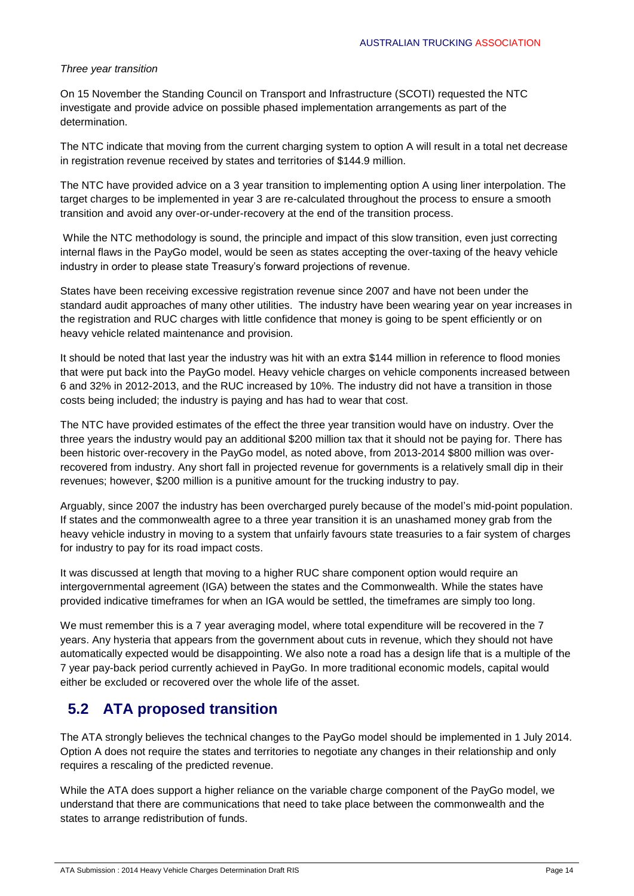*Three year transition*

On 15 November the Standing Council on Transport and Infrastructure (SCOTI) requested the NTC investigate and provide advice on possible phased implementation arrangements as part of the determination.

The NTC indicate that moving from the current charging system to option A will result in a total net decrease in registration revenue received by states and territories of $144.9 million.

The NTC have provided advice on a 3 year transition to implementing option A using liner interpolation. The target charges to be implemented in year 3 are re-calculated throughout the process to ensure a smooth transition and avoid any over-or-under-recovery at the end of the transition process.

While the NTC methodology is sound, the principle and impact of this slow transition, even just correcting internal flaws in the PayGo model, would be seen as states accepting the over-taxing of the heavy vehicle industry in order to please state Treasury's forward projections of revenue.

States have been receiving excessive registration revenue since 2007 and have not been under the standard audit approaches of many other utilities. The industry have been wearing year on year increases in the registration and RUC charges with little confidence that money is going to be spent efficiently or on heavy vehicle related maintenance and provision.

It should be noted that last year the industry was hit with an extra $144 million in reference to flood monies that were put back into the PayGo model. Heavy vehicle charges on vehicle components increased between 6 and 32% in 2012-2013, and the RUC increased by 10%. The industry did not have a transition in those costs being included; the industry is paying and has had to wear that cost.

The NTC have provided estimates of the effect the three year transition would have on industry. Over the three years the industry would pay an additional $200 million tax that it should not be paying for. There has been historic over-recovery in the PayGo model, as noted above, from 2013-2014 $800 million was over-recovered from industry. Any short fall in projected revenue for governments is a relatively small dip in their revenues; however, $200 million is a punitive amount for the trucking industry to pay.

Arguably, since 2007 the industry has been overcharged purely because of the model's mid-point population. If states and the commonwealth agree to a three year transition it is an unashamed money grab from the heavy vehicle industry in moving to a system that unfairly favours state treasuries to a fair system of charges for industry to pay for its road impact costs.

It was discussed at length that moving to a higher RUC share component option would require an intergovernmental agreement (IGA) between the states and the Commonwealth. While the states have provided indicative timeframes for when an IGA would be settled, the timeframes are simply too long.

We must remember this is a 7 year averaging model, where total expenditure will be recovered in the 7 years. Any hysteria that appears from the government about cuts in revenue, which they should not have automatically expected would be disappointing. We also note a road has a design life that is a multiple of the 7 year pay-back period currently achieved in PayGo. In more traditional economic models, capital would either be excluded or recovered over the whole life of the asset.

## 5.2 ATA proposed transition

The ATA strongly believes the technical changes to the PayGo model should be implemented in 1 July 2014. Option A does not require the states and territories to negotiate any changes in their relationship and only requires a rescaling of the predicted revenue.

While the ATA does support a higher reliance on the variable charge component of the PayGo model, we understand that there are communications that need to take place between the commonwealth and the states to arrange redistribution of funds.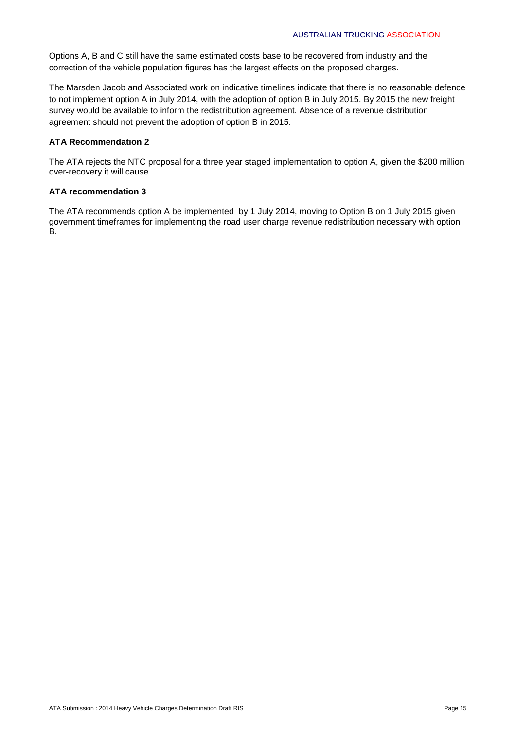Options A, B and C still have the same estimated costs base to be recovered from industry and the correction of the vehicle population figures has the largest effects on the proposed charges.

The Marsden Jacob and Associated work on indicative timelines indicate that there is no reasonable defence to not implement option A in July 2014, with the adoption of option B in July 2015. By 2015 the new freight survey would be available to inform the redistribution agreement. Absence of a revenue distribution agreement should not prevent the adoption of option B in 2015.

**ATA Recommendation 2**

The ATA rejects the NTC proposal for a three year staged implementation to option A, given the $200 million over-recovery it will cause.

**ATA recommendation 3**

The ATA recommends option A be implemented by 1 July 2014, moving to Option B on 1 July 2015 given government timeframes for implementing the road user charge revenue redistribution necessary with option B.